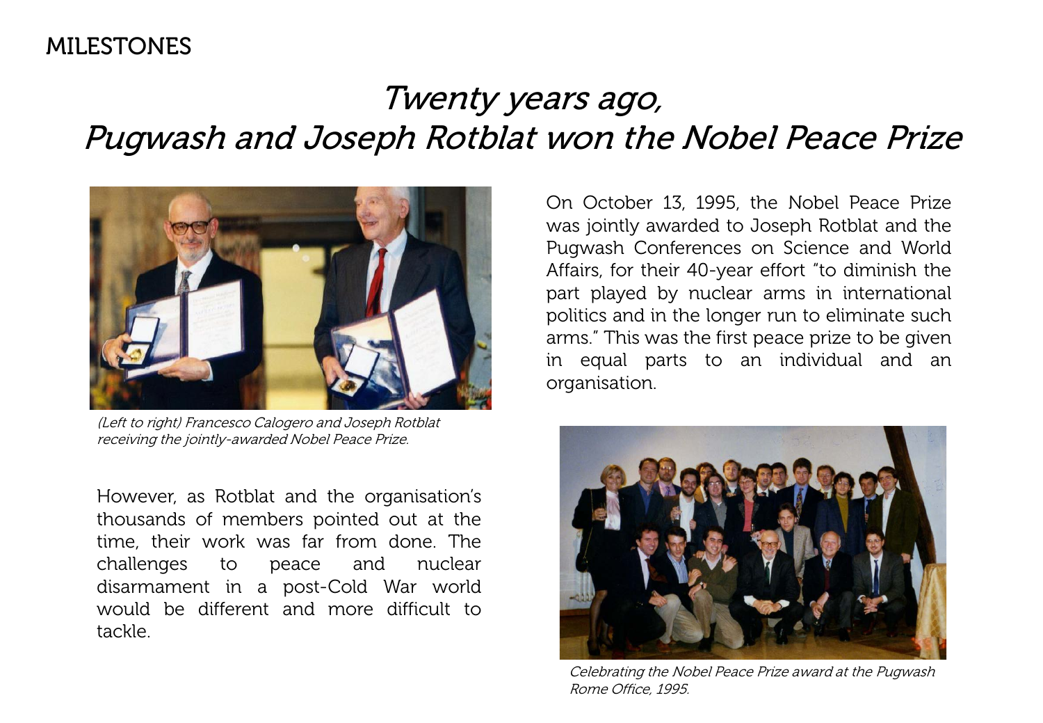MILESTONES

# *Twenty years ago, Pugwash and Joseph Rotblat won the Nobel Peace Prize*

On October 13, 1995, the Nobel Peace Prize was jointly awarded to Joseph Rotblat and the Pugwash Conferences on Science and World Affairs, for their 40-year effort "to diminish the part played by nuclear arms in international politics and in the longer run to eliminate such arms." This was the first peace prize to be given in equal parts to an individual and an organisation.

*(Left to right) Francesco Calogero and Joseph Rotblat receiving the jointly-awarded Nobel Peace Prize.*

However, as Rotblat and the organisation's thousands of members pointed out at the time, their work was far from done. The challenges to peace and nuclear disarmament in a post-Cold War world would be different and more difficult to tackle.

*Celebrating the Nobel Peace Prize award at the Pugwash Rome Office, 1995.*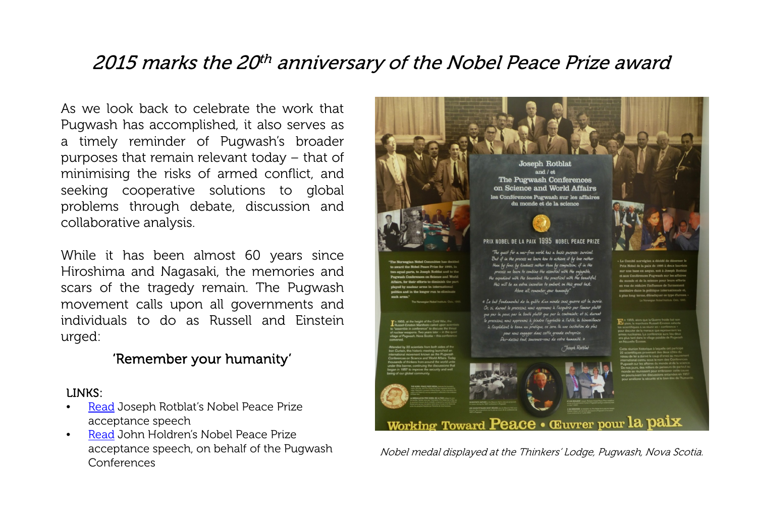# *2015 marks the 20th anniversary of the Nobel Peace Prize award*

As we look back to celebrate the work that Pugwash has accomplished, it also serves as a timely reminder of Pugwash's broader purposes that remain relevant today – that of minimising the risks of armed conflict, and seeking cooperative solutions to global problems through debate, discussion and collaborative analysis.

While it has been almost 60 years since Hiroshima and Nagasaki, the memories and scars of the tragedy remain. The Pugwash movement calls upon all governments and individuals to do as Russell and Einstein urged:

'Remember your humanity'

LINKS:

- Read Joseph Rotblat's Nobel Peace Prize acceptance speech
- Read John Holdren's Nobel Peace Prize acceptance speech, on behalf of the Pugwash Conferences

*Nobel medal displayed at the Thinkers' Lodge, Pugwash, Nova Scotia.*